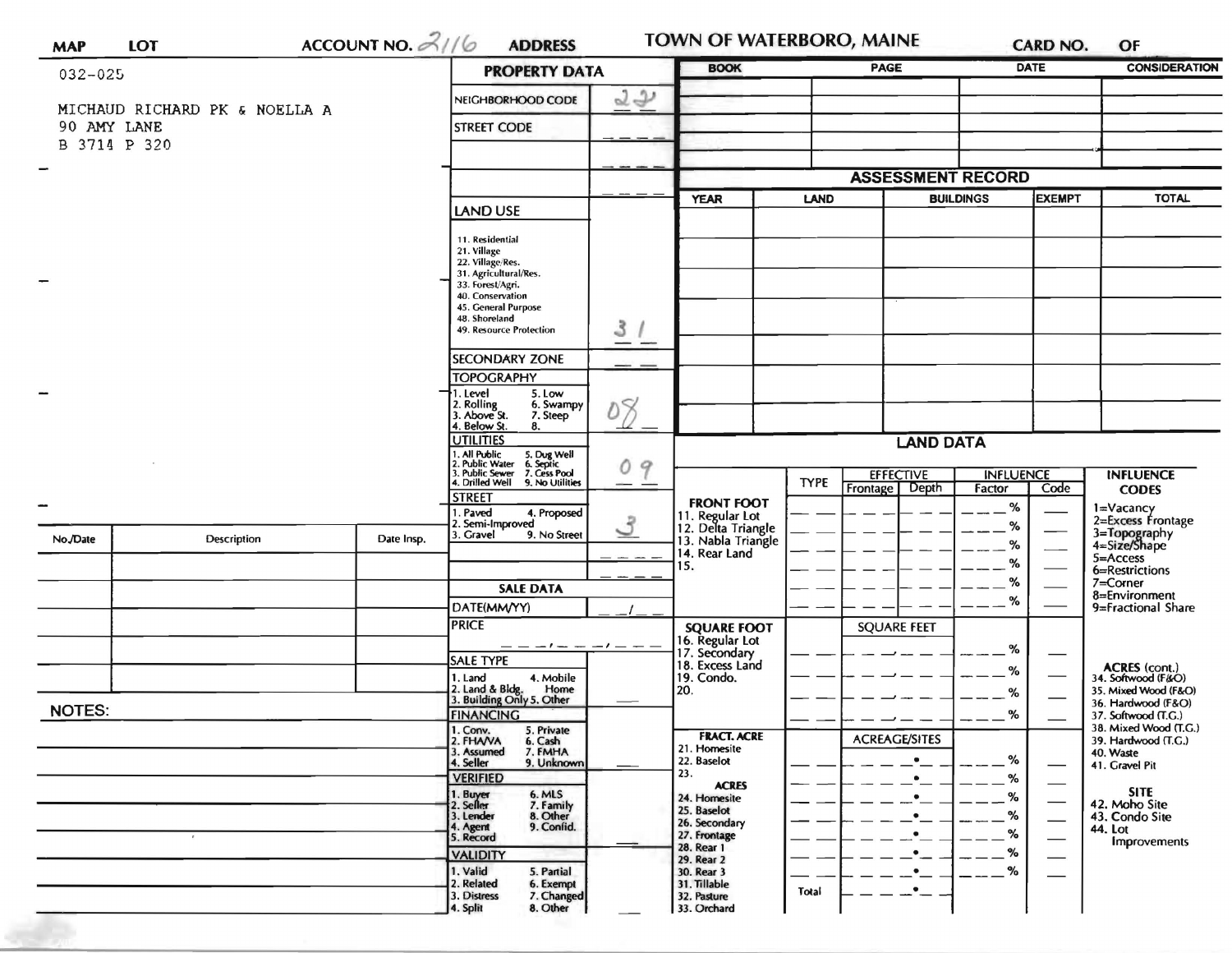**MAP** **LOT** **ACCOUNT NO.** 2116 **ADDRESS** **TOWN OF WATERBORO, MAINE** **CARD NO.** **OF**

032-025

MICHAUD RICHARD PK & NOELLA A
90 AMY LANE
B 3714 P 320

## PROPERTY DATA

| Field | Value |
|---|---|
| NEIGHBORHOOD CODE | 22 |
| STREET CODE | |
| LAND USE (11. Residential, 21. Village, 22. Village/Res., 31. Agricultural/Res., 33. Forest/Agri., 40. Conservation, 45. General Purpose, 48. Shoreland, 49. Resource Protection) | 31 |
| SECONDARY ZONE | |
| TOPOGRAPHY (1. Level, 2. Rolling, 3. Above St., 4. Below St., 5. Low, 6. Swampy, 7. Steep, 8.) | 08 |
| UTILITIES (1. All Public, 2. Public Water, 3. Public Sewer, 4. Drilled Well, 5. Dug Well, 6. Septic, 7. Cess Pool, 9. No Utilities) | 09 |
| STREET (1. Paved, 2. Semi-Improved, 3. Gravel, 4. Proposed, 9. No Street) | 3 |

### SALE DATA

| Field | Value |
|---|---|
| DATE(MM/YY) | |
| PRICE | |
| SALE TYPE (1. Land, 2. Land & Bldg., 3. Building Only, 4. Mobile Home, 5. Other) | |
| FINANCING (1. Conv., 2. FHA/VA, 3. Assumed, 4. Seller, 5. Private, 6. Cash, 7. FMHA, 9. Unknown) | |
| VERIFIED (1. Buyer, 2. Seller, 3. Lender, 4. Agent, 5. Record, 6. MLS, 7. Family, 8. Other, 9. Confid.) | |
| VALIDITY (1. Valid, 2. Related, 3. Distress, 4. Split, 5. Partial, 6. Exempt, 7. Changed, 8. Other) | |

| BOOK | PAGE | DATE | CONSIDERATION |
|---|---|---|---|
| | | | |

## ASSESSMENT RECORD

| YEAR | LAND | BUILDINGS | EXEMPT | TOTAL |
|---|---|---|---|---|
| | | | | |

## LAND DATA

| | TYPE | EFFECTIVE Frontage | EFFECTIVE Depth | INFLUENCE Factor | INFLUENCE Code |
|---|---|---|---|---|---|
| **FRONT FOOT** 11. Regular Lot, 12. Delta Triangle, 13. Nabla Triangle, 14. Rear Land, 15. | | | | % | |
| **SQUARE FOOT** 16. Regular Lot, 17. Secondary, 18. Excess Land, 19. Condo., 20. | | SQUARE FEET | | % | |
| **FRACT. ACRE** 21. Homesite, 22. Baselot, 23. | | ACREAGE/SITES | | % | |
| **ACRES** 24. Homesite, 25. Baselot, 26. Secondary, 27. Frontage, 28. Rear 1, 29. Rear 2, 30. Rear 3, 31. Tillable, 32. Pasture, 33. Orchard | Total | | | % | |

**INFLUENCE CODES**
1=Vacancy
2=Excess Frontage
3=Topography
4=Size/Shape
5=Access
6=Restrictions
7=Corner
8=Environment
9=Fractional Share

**ACRES (cont.)**
34. Softwood (F&O)
35. Mixed Wood (F&O)
36. Hardwood (F&O)
37. Softwood (T.G.)
38. Mixed Wood (T.G.)
39. Hardwood (T.G.)
40. Waste
41. Gravel Pit

**SITE**
42. Moho Site
43. Condo Site
44. Lot Improvements

| No./Date | Description | Date Insp. |
|---|---|---|
| | | |

**NOTES:**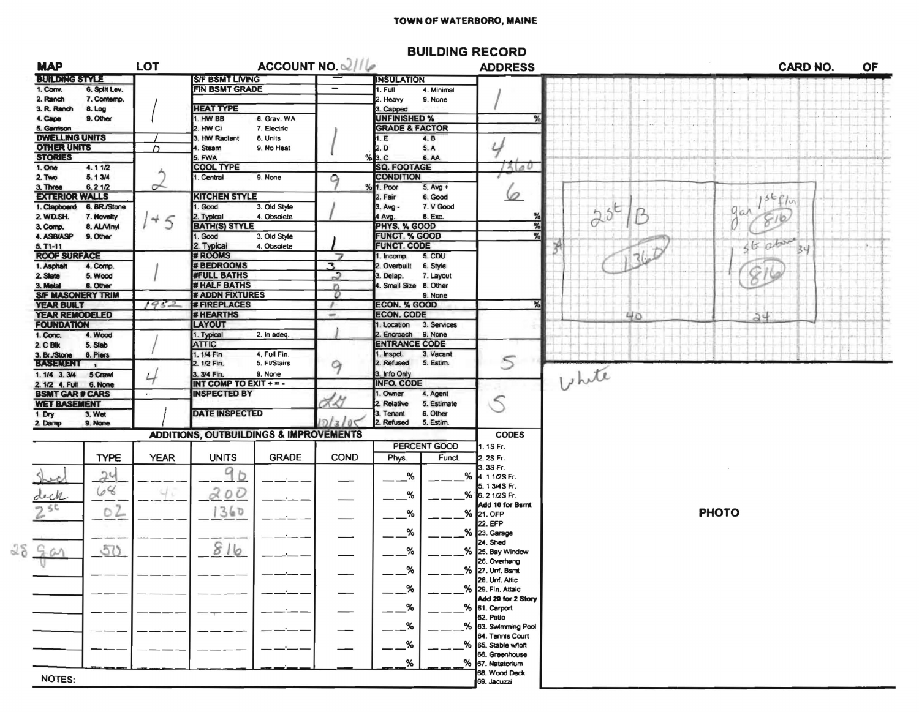TOWN OF WATERBORO, MAINE

# BUILDING RECORD

**MAP** | **LOT** | **ACCOUNT NO.** 2116 | **ADDRESS** | **CARD NO.** | **OF**

| Field | Value | Field | Value | Field | Value |
|---|---|---|---|---|---|
| **BUILDING STYLE** 1. Conv. 2. Ranch 3. R. Ranch 4. Cape 5. Garrison 6. Split Lev. 7. Contemp. 8. Log 9. Other | 1 | **S/F BSMT LIVING** | – | **INSULATION** 1. Full 2. Heavy 3. Capped 4. Minimal 9. None | 1 |
| **DWELLING UNITS** | 1 | **FIN BSMT GRADE** | – | **UNFINISHED %** | % |
| **OTHER UNITS** | 0 | **HEAT TYPE** 1. HW BB 2. HW CI 3. HW Radiant 4. Steam 5. FWA 6. Grav. WA 7. Electric 8. Units 9. No Heat | 1 | **GRADE & FACTOR** 1. E 2. D 3. C 4. B 5. A 6. AA | 4 |
| **STORIES** 1. One 2. Two 3. Three 4. 1 1/2 5. 1 3/4 6. 2 1/2 | 2 | **COOL TYPE** 1. Central 9. None | 9 | **SQ. FOOTAGE** | 1360 |
| **EXTERIOR WALLS** 1. Clapboard 2. WD.SH. 3. Comp. 4. ASB/ASP 5. T1-11 6. BR./Stone 7. Novelty 8. AL/Vinyl 9. Other | 1+5 | **KITCHEN STYLE** 1. Good 2. Typical 3. Old Style 4. Obsolete | 1 | **CONDITION** 1. Poor 2. Fair 3. Avg - 4. Avg. 5. Avg + 6. Good 7. V Good 8. Exc. | 6 |
| **ROOF SURFACE** 1. Asphalt 2. Slate 3. Metal 4. Comp. 5. Wood 6. Other | 1 | **BATH(S) STYLE** 1. Good 2. Typical 3. Old Style 4. Obsolete | 1 | **PHYS. % GOOD** | % |
| **S/F MASONRY TRIM** | | **# ROOMS** | 7 | **FUNCT. % GOOD** | % |
| **YEAR BUILT** | 1952 | **# BEDROOMS** | 3 | **FUNCT. CODE** 1. Incomp. 2. Overbuilt 3. Delap. 4. Small Size 5. CDU 6. Style 7. Layout 8. Other 9. None | |
| **YEAR REMODELED** | | **# FULL BATHS** | 2 | **ECON. % GOOD** | % |
| **FOUNDATION** 1. Conc. 2. C Blk 3. Br./Stone 4. Wood 5. Slab 6. Piers | 1 | **# HALF BATHS** | 0 | **ECON. CODE** 1. Location 2. Encroach 3. Services 9. None | |
| **BASEMENT** 1. 1/4 2. 1/2 3. 3/4 4. Full 5. Crawl 6. None | 4 | **# ADDN FIXTURES** | 0 | **ENTRANCE CODE** 1. Inspct. 2. Refused 3. Info Only 4. Vacant 5. Estim. | 5 |
| **BSMT GAR # CARS** | | **# FIREPLACES** | 1 | **INFO. CODE** 1. Owner 2. Relative 3. Tenant 4. Agent 5. Estimate 6. Other | 5 |
| **WET BASEMENT** 1. Dry 2. Damp 3. Wet 9. None | 1 | **# HEARTHS** | – | | |
| | | **LAYOUT** 1. Typical 2. In adeq. | 1 | | |
| | | **ATTIC** 1. 1/4 Fin 2. 1/2 Fin. 3. 3/4 Fin. 4. Full Fin. 5. Fl/Stairs 9. None | 9 | | |
| | | **INT COMP TO EXIT + = -** | | | |
| | | **INSPECTED BY** | LG | | |
| | | **DATE INSPECTED** | 10/3/05 | | |

## ADDITIONS, OUTBUILDINGS & IMPROVEMENTS

| | TYPE | YEAR | UNITS | GRADE | COND | PERCENT GOOD Phys. | Funct. |
|---|---|---|---|---|---|---|---|
| Shed | 24 | | 96 | | | % | % |
| deck | 68 | 40 | 200 | | | % | % |
| 2st | 02 | | 1360 | | | % | % |
| | | | | | | % | % |
| 28 gar | 50 | | 816 | | | % | % |
| | | | | | | % | % |
| | | | | | | % | % |
| | | | | | | % | % |
| | | | | | | % | % |
| | | | | | | % | % |
| | | | | | | % | % |

NOTES:

**CODES**
1. 1S Fr.
2. 2S Fr.
3. 3S Fr.
4. 1 1/2S Fr.
5. 1 3/4S Fr.
6. 2 1/2S Fr.

Add 10 for Bsmt
21. OFP
22. EFP
23. Garage
24. Shed
25. Bay Window
26. Overhang
27. Unf. Bsmt
28. Unf. Attic
29. Fin. Attaic

Add 20 for 2 Story
61. Carport
62. Patio
63. Swimming Pool
64. Tennis Court
65. Stable w/loft
66. Greenhouse
67. Natatorium
68. Wood Deck
69. Jacuzzi

Sketch: 2st/B 1360 | gar 1st flr 816 | 1st above 816 | 34 | 40 | 24 | 34

White

PHOTO